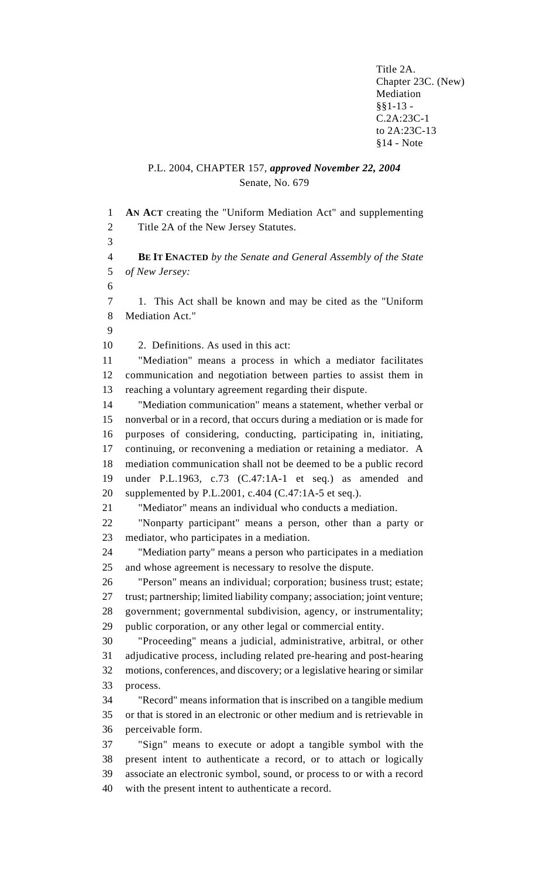Title 2A.
Chapter 23C. (New)
Mediation
§§1-13 -
C.2A:23C-1
to 2A:23C-13
§14 - Note

P.L. 2004, CHAPTER 157, ***approved November 22, 2004***
Senate, No. 679

**AN ACT** creating the "Uniform Mediation Act" and supplementing Title 2A of the New Jersey Statutes.

**BE IT ENACTED** *by the Senate and General Assembly of the State of New Jersey:*

1. This Act shall be known and may be cited as the "Uniform Mediation Act."

2. Definitions. As used in this act:

"Mediation" means a process in which a mediator facilitates communication and negotiation between parties to assist them in reaching a voluntary agreement regarding their dispute.

"Mediation communication" means a statement, whether verbal or nonverbal or in a record, that occurs during a mediation or is made for purposes of considering, conducting, participating in, initiating, continuing, or reconvening a mediation or retaining a mediator. A mediation communication shall not be deemed to be a public record under P.L.1963, c.73 (C.47:1A-1 et seq.) as amended and supplemented by P.L.2001, c.404 (C.47:1A-5 et seq.).

"Mediator" means an individual who conducts a mediation.

"Nonparty participant" means a person, other than a party or mediator, who participates in a mediation.

"Mediation party" means a person who participates in a mediation and whose agreement is necessary to resolve the dispute.

"Person" means an individual; corporation; business trust; estate; trust; partnership; limited liability company; association; joint venture; government; governmental subdivision, agency, or instrumentality; public corporation, or any other legal or commercial entity.

"Proceeding" means a judicial, administrative, arbitral, or other adjudicative process, including related pre-hearing and post-hearing motions, conferences, and discovery; or a legislative hearing or similar process.

"Record" means information that is inscribed on a tangible medium or that is stored in an electronic or other medium and is retrievable in perceivable form.

"Sign" means to execute or adopt a tangible symbol with the present intent to authenticate a record, or to attach or logically associate an electronic symbol, sound, or process to or with a record with the present intent to authenticate a record.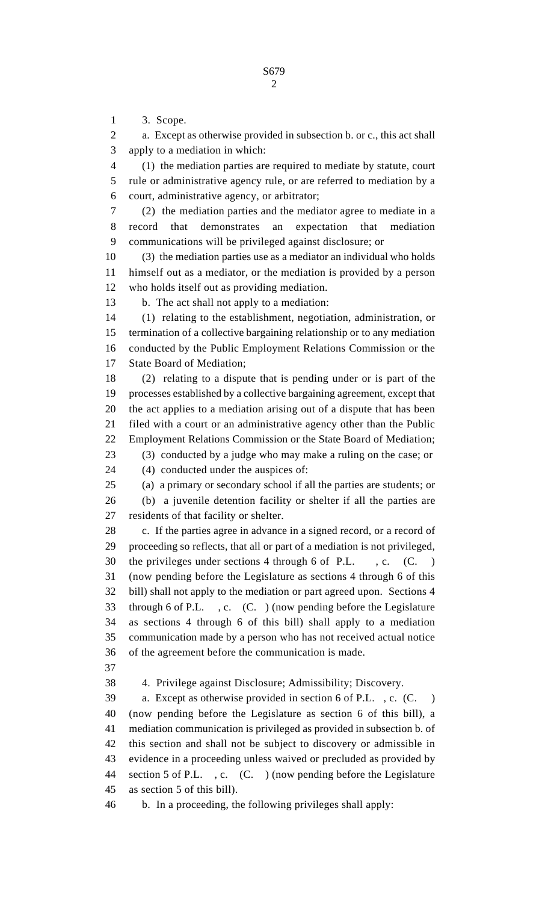3. Scope.

a. Except as otherwise provided in subsection b. or c., this act shall apply to a mediation in which:

(1) the mediation parties are required to mediate by statute, court rule or administrative agency rule, or are referred to mediation by a court, administrative agency, or arbitrator;

(2) the mediation parties and the mediator agree to mediate in a record that demonstrates an expectation that mediation communications will be privileged against disclosure; or

(3) the mediation parties use as a mediator an individual who holds himself out as a mediator, or the mediation is provided by a person who holds itself out as providing mediation.

b. The act shall not apply to a mediation:

(1) relating to the establishment, negotiation, administration, or termination of a collective bargaining relationship or to any mediation conducted by the Public Employment Relations Commission or the State Board of Mediation;

(2) relating to a dispute that is pending under or is part of the processes established by a collective bargaining agreement, except that the act applies to a mediation arising out of a dispute that has been filed with a court or an administrative agency other than the Public Employment Relations Commission or the State Board of Mediation;

(3) conducted by a judge who may make a ruling on the case; or

(4) conducted under the auspices of:

(a) a primary or secondary school if all the parties are students; or

(b) a juvenile detention facility or shelter if all the parties are residents of that facility or shelter.

c. If the parties agree in advance in a signed record, or a record of proceeding so reflects, that all or part of a mediation is not privileged, the privileges under sections 4 through 6 of P.L. , c. (C. ) (now pending before the Legislature as sections 4 through 6 of this bill) shall not apply to the mediation or part agreed upon. Sections 4 through 6 of P.L. , c. (C. ) (now pending before the Legislature as sections 4 through 6 of this bill) shall apply to a mediation communication made by a person who has not received actual notice of the agreement before the communication is made.

4. Privilege against Disclosure; Admissibility; Discovery.

a. Except as otherwise provided in section 6 of P.L. , c. (C. ) (now pending before the Legislature as section 6 of this bill), a mediation communication is privileged as provided in subsection b. of this section and shall not be subject to discovery or admissible in evidence in a proceeding unless waived or precluded as provided by section 5 of P.L. , c. (C. ) (now pending before the Legislature as section 5 of this bill).

b. In a proceeding, the following privileges shall apply: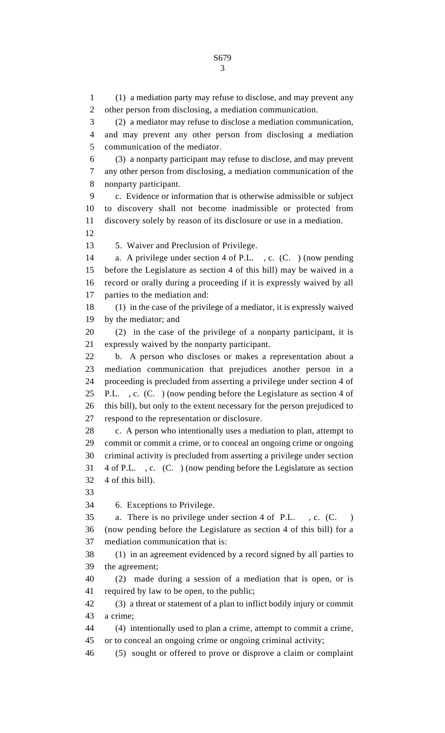(1) a mediation party may refuse to disclose, and may prevent any other person from disclosing, a mediation communication.

(2) a mediator may refuse to disclose a mediation communication, and may prevent any other person from disclosing a mediation communication of the mediator.

(3) a nonparty participant may refuse to disclose, and may prevent any other person from disclosing, a mediation communication of the nonparty participant.

c. Evidence or information that is otherwise admissible or subject to discovery shall not become inadmissible or protected from discovery solely by reason of its disclosure or use in a mediation.

5. Waiver and Preclusion of Privilege.

a. A privilege under section 4 of P.L. , c. (C. ) (now pending before the Legislature as section 4 of this bill) may be waived in a record or orally during a proceeding if it is expressly waived by all parties to the mediation and:

(1) in the case of the privilege of a mediator, it is expressly waived by the mediator; and

(2) in the case of the privilege of a nonparty participant, it is expressly waived by the nonparty participant.

b. A person who discloses or makes a representation about a mediation communication that prejudices another person in a proceeding is precluded from asserting a privilege under section 4 of P.L. , c. (C. ) (now pending before the Legislature as section 4 of this bill), but only to the extent necessary for the person prejudiced to respond to the representation or disclosure.

c. A person who intentionally uses a mediation to plan, attempt to commit or commit a crime, or to conceal an ongoing crime or ongoing criminal activity is precluded from asserting a privilege under section 4 of P.L. , c. (C. ) (now pending before the Legislature as section 4 of this bill).

6. Exceptions to Privilege.

a. There is no privilege under section 4 of P.L. , c. (C. ) (now pending before the Legislature as section 4 of this bill) for a mediation communication that is:

(1) in an agreement evidenced by a record signed by all parties to the agreement;

(2) made during a session of a mediation that is open, or is required by law to be open, to the public;

(3) a threat or statement of a plan to inflict bodily injury or commit a crime;

(4) intentionally used to plan a crime, attempt to commit a crime, or to conceal an ongoing crime or ongoing criminal activity;

(5) sought or offered to prove or disprove a claim or complaint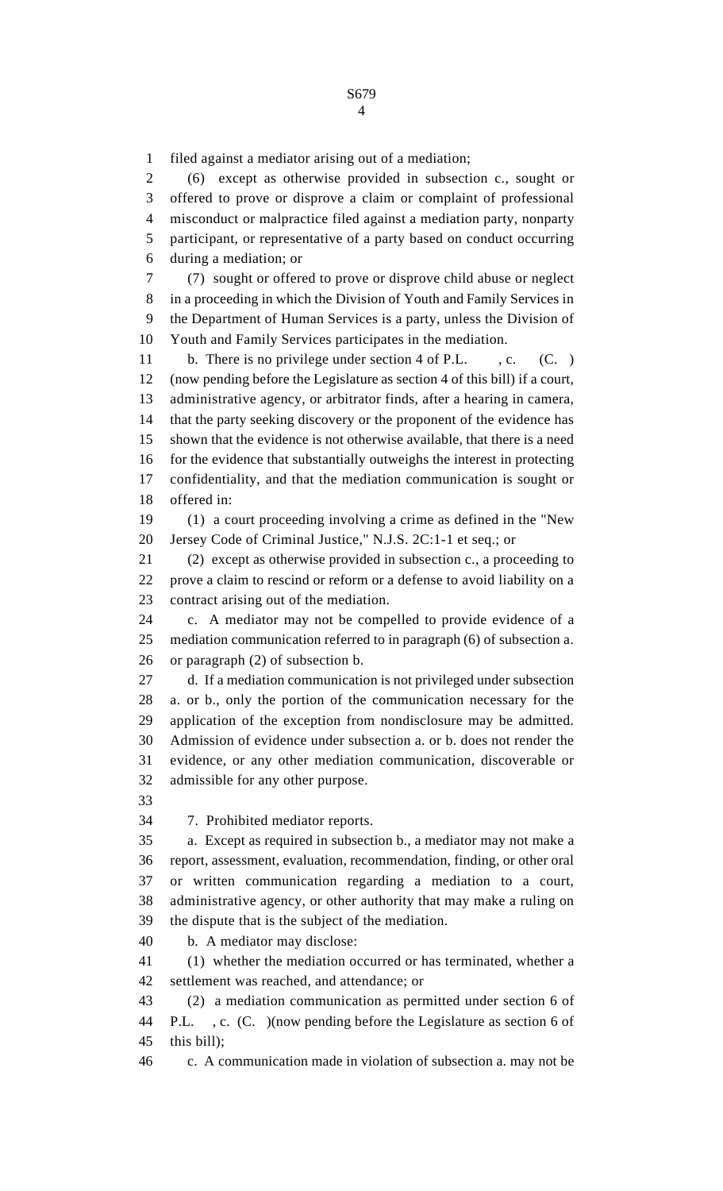filed against a mediator arising out of a mediation;

(6) except as otherwise provided in subsection c., sought or offered to prove or disprove a claim or complaint of professional misconduct or malpractice filed against a mediation party, nonparty participant, or representative of a party based on conduct occurring during a mediation; or

(7) sought or offered to prove or disprove child abuse or neglect in a proceeding in which the Division of Youth and Family Services in the Department of Human Services is a party, unless the Division of Youth and Family Services participates in the mediation.

b. There is no privilege under section 4 of P.L. , c. (C. ) (now pending before the Legislature as section 4 of this bill) if a court, administrative agency, or arbitrator finds, after a hearing in camera, that the party seeking discovery or the proponent of the evidence has shown that the evidence is not otherwise available, that there is a need for the evidence that substantially outweighs the interest in protecting confidentiality, and that the mediation communication is sought or offered in:

(1) a court proceeding involving a crime as defined in the "New Jersey Code of Criminal Justice," N.J.S. 2C:1-1 et seq.; or

(2) except as otherwise provided in subsection c., a proceeding to prove a claim to rescind or reform or a defense to avoid liability on a contract arising out of the mediation.

c. A mediator may not be compelled to provide evidence of a mediation communication referred to in paragraph (6) of subsection a. or paragraph (2) of subsection b.

d. If a mediation communication is not privileged under subsection a. or b., only the portion of the communication necessary for the application of the exception from nondisclosure may be admitted. Admission of evidence under subsection a. or b. does not render the evidence, or any other mediation communication, discoverable or admissible for any other purpose.

7. Prohibited mediator reports.

a. Except as required in subsection b., a mediator may not make a report, assessment, evaluation, recommendation, finding, or other oral or written communication regarding a mediation to a court, administrative agency, or other authority that may make a ruling on the dispute that is the subject of the mediation.

b. A mediator may disclose:

(1) whether the mediation occurred or has terminated, whether a settlement was reached, and attendance; or

(2) a mediation communication as permitted under section 6 of P.L. , c. (C. )(now pending before the Legislature as section 6 of this bill);

c. A communication made in violation of subsection a. may not be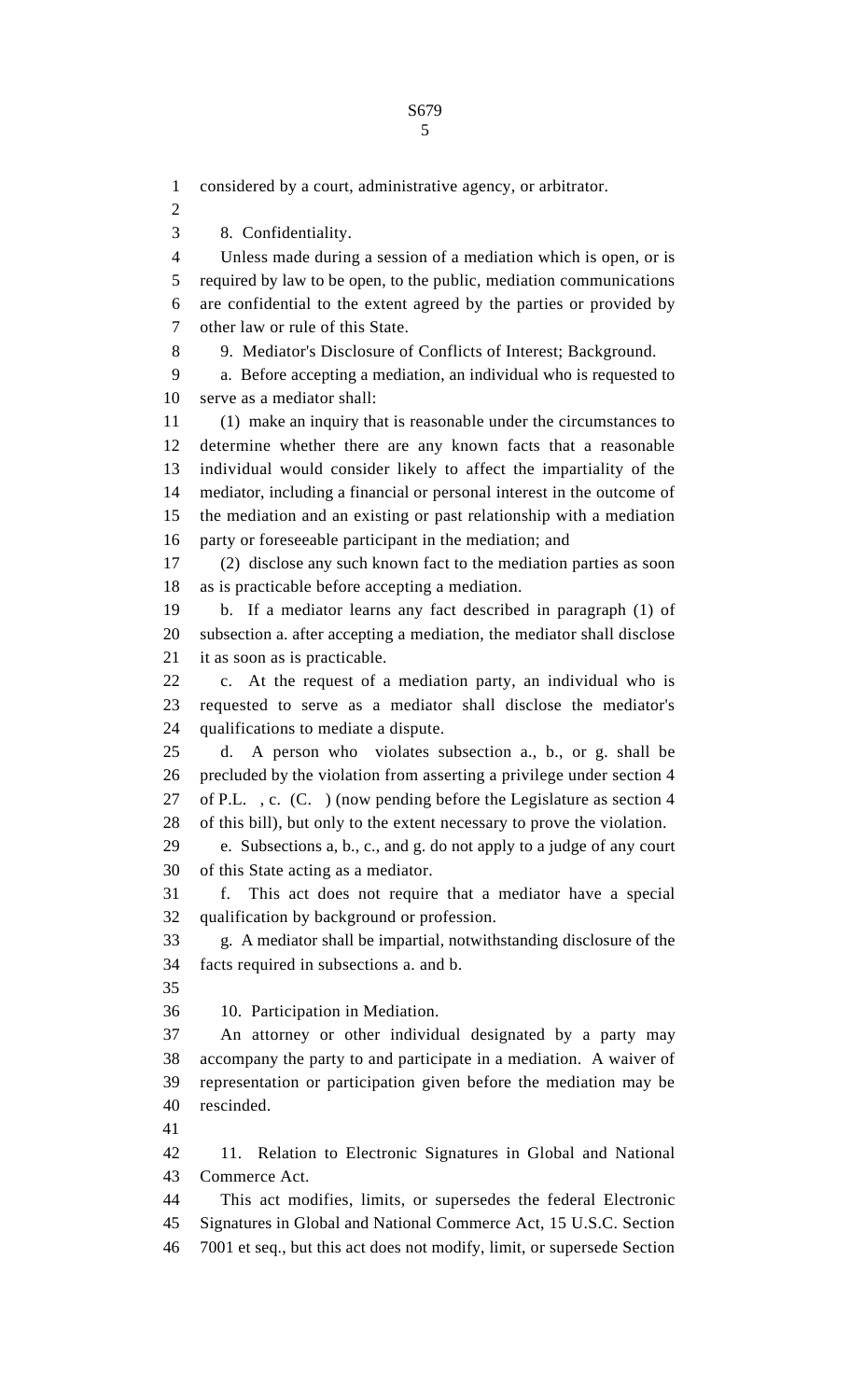considered by a court, administrative agency, or arbitrator.

8. Confidentiality.

Unless made during a session of a mediation which is open, or is required by law to be open, to the public, mediation communications are confidential to the extent agreed by the parties or provided by other law or rule of this State.

9. Mediator's Disclosure of Conflicts of Interest; Background.

a. Before accepting a mediation, an individual who is requested to serve as a mediator shall:

(1) make an inquiry that is reasonable under the circumstances to determine whether there are any known facts that a reasonable individual would consider likely to affect the impartiality of the mediator, including a financial or personal interest in the outcome of the mediation and an existing or past relationship with a mediation party or foreseeable participant in the mediation; and

(2) disclose any such known fact to the mediation parties as soon as is practicable before accepting a mediation.

b. If a mediator learns any fact described in paragraph (1) of subsection a. after accepting a mediation, the mediator shall disclose it as soon as is practicable.

c. At the request of a mediation party, an individual who is requested to serve as a mediator shall disclose the mediator's qualifications to mediate a dispute.

d. A person who violates subsection a., b., or g. shall be precluded by the violation from asserting a privilege under section 4 of P.L. , c. (C. ) (now pending before the Legislature as section 4 of this bill), but only to the extent necessary to prove the violation.

e. Subsections a, b., c., and g. do not apply to a judge of any court of this State acting as a mediator.

f. This act does not require that a mediator have a special qualification by background or profession.

g. A mediator shall be impartial, notwithstanding disclosure of the facts required in subsections a. and b.

10. Participation in Mediation.

An attorney or other individual designated by a party may accompany the party to and participate in a mediation. A waiver of representation or participation given before the mediation may be rescinded.

11. Relation to Electronic Signatures in Global and National Commerce Act.

This act modifies, limits, or supersedes the federal Electronic Signatures in Global and National Commerce Act, 15 U.S.C. Section 7001 et seq., but this act does not modify, limit, or supersede Section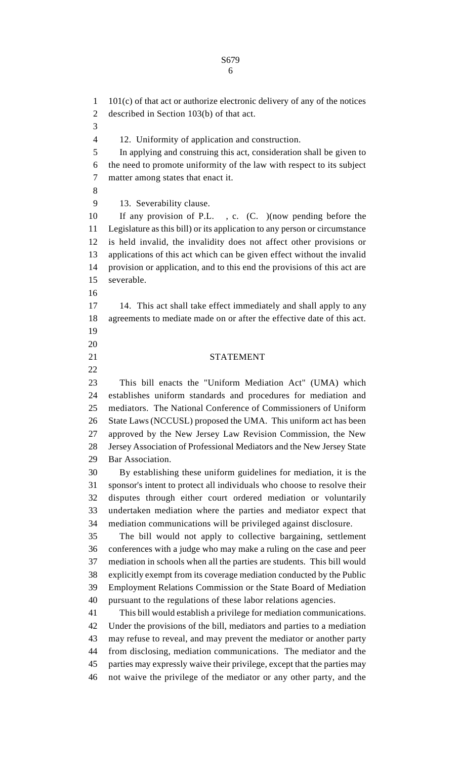101(c) of that act or authorize electronic delivery of any of the notices described in Section 103(b) of that act.

12. Uniformity of application and construction.

In applying and construing this act, consideration shall be given to the need to promote uniformity of the law with respect to its subject matter among states that enact it.

13. Severability clause.

If any provision of P.L. , c. (C. )(now pending before the Legislature as this bill) or its application to any person or circumstance is held invalid, the invalidity does not affect other provisions or applications of this act which can be given effect without the invalid provision or application, and to this end the provisions of this act are severable.

14. This act shall take effect immediately and shall apply to any agreements to mediate made on or after the effective date of this act.

## STATEMENT

This bill enacts the "Uniform Mediation Act" (UMA) which establishes uniform standards and procedures for mediation and mediators. The National Conference of Commissioners of Uniform State Laws (NCCUSL) proposed the UMA. This uniform act has been approved by the New Jersey Law Revision Commission, the New Jersey Association of Professional Mediators and the New Jersey State Bar Association.

By establishing these uniform guidelines for mediation, it is the sponsor's intent to protect all individuals who choose to resolve their disputes through either court ordered mediation or voluntarily undertaken mediation where the parties and mediator expect that mediation communications will be privileged against disclosure.

The bill would not apply to collective bargaining, settlement conferences with a judge who may make a ruling on the case and peer mediation in schools when all the parties are students. This bill would explicitly exempt from its coverage mediation conducted by the Public Employment Relations Commission or the State Board of Mediation pursuant to the regulations of these labor relations agencies.

This bill would establish a privilege for mediation communications. Under the provisions of the bill, mediators and parties to a mediation may refuse to reveal, and may prevent the mediator or another party from disclosing, mediation communications. The mediator and the parties may expressly waive their privilege, except that the parties may not waive the privilege of the mediator or any other party, and the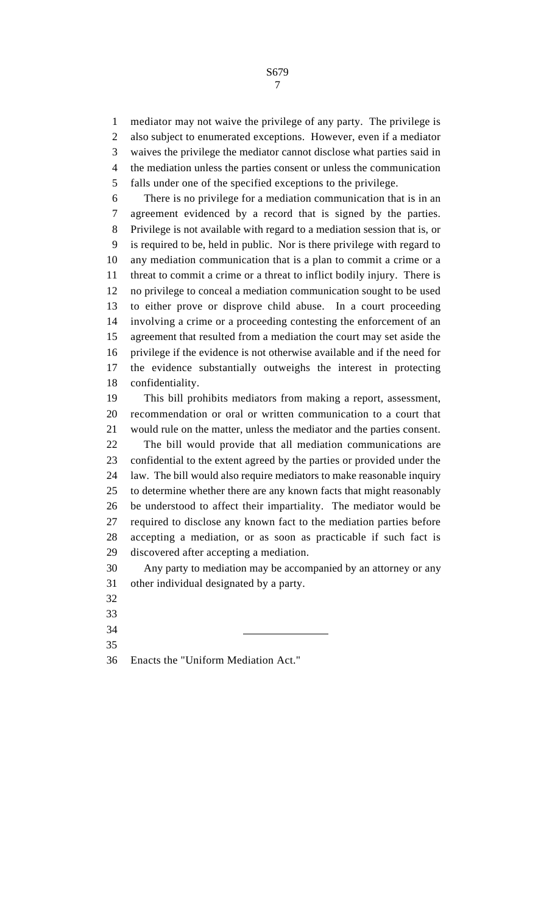mediator may not waive the privilege of any party. The privilege is also subject to enumerated exceptions. However, even if a mediator waives the privilege the mediator cannot disclose what parties said in the mediation unless the parties consent or unless the communication falls under one of the specified exceptions to the privilege.

There is no privilege for a mediation communication that is in an agreement evidenced by a record that is signed by the parties. Privilege is not available with regard to a mediation session that is, or is required to be, held in public. Nor is there privilege with regard to any mediation communication that is a plan to commit a crime or a threat to commit a crime or a threat to inflict bodily injury. There is no privilege to conceal a mediation communication sought to be used to either prove or disprove child abuse. In a court proceeding involving a crime or a proceeding contesting the enforcement of an agreement that resulted from a mediation the court may set aside the privilege if the evidence is not otherwise available and if the need for the evidence substantially outweighs the interest in protecting confidentiality.

This bill prohibits mediators from making a report, assessment, recommendation or oral or written communication to a court that would rule on the matter, unless the mediator and the parties consent.

The bill would provide that all mediation communications are confidential to the extent agreed by the parties or provided under the law. The bill would also require mediators to make reasonable inquiry to determine whether there are any known facts that might reasonably be understood to affect their impartiality. The mediator would be required to disclose any known fact to the mediation parties before accepting a mediation, or as soon as practicable if such fact is discovered after accepting a mediation.

Any party to mediation may be accompanied by an attorney or any other individual designated by a party.

---

Enacts the "Uniform Mediation Act."